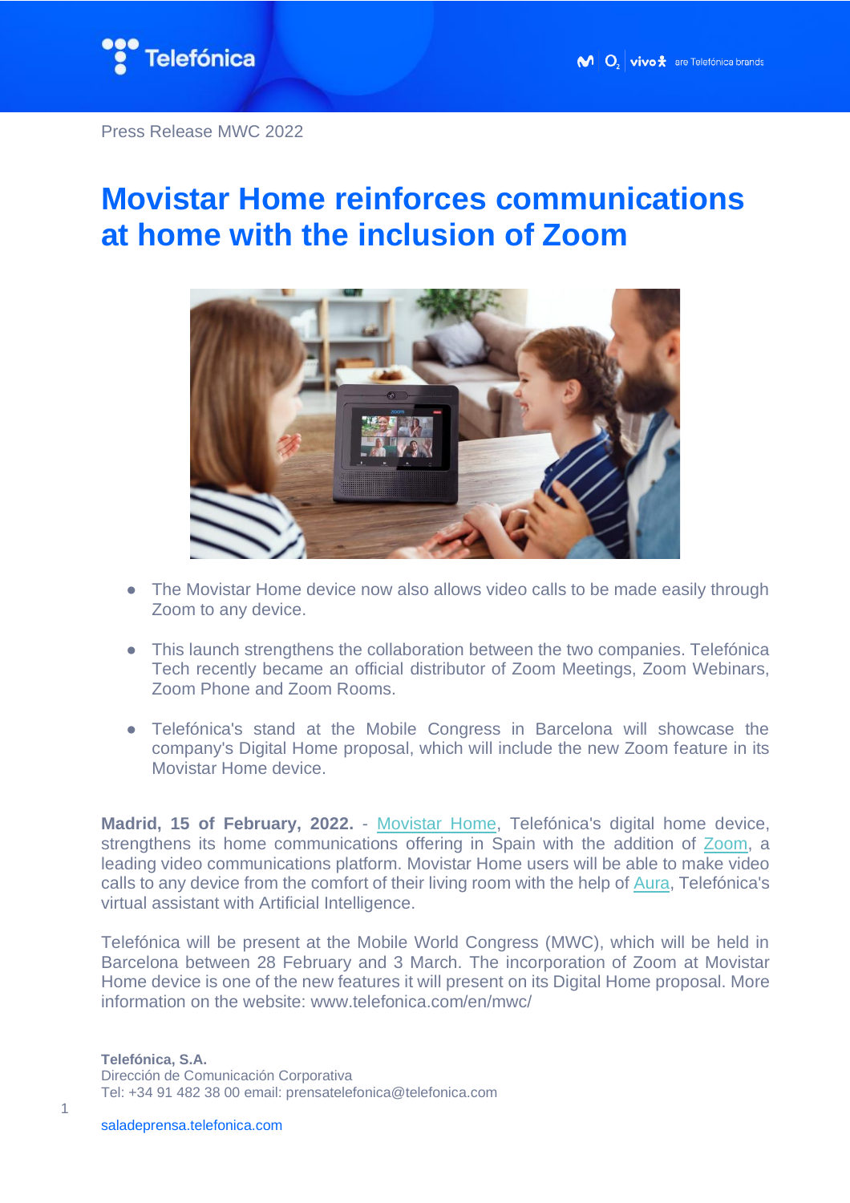Press Release MWC 2022

# Movistar Home reinforces communications at home with the inclusion of Zoom

- The Movistar Home device now also allows video calls to be made easily through Zoom to any device.
- This launch strengthens the collaboration between the two companies. Telefónica Tech recently became an official distributor of Zoom Meetings, Zoom Webinars, Zoom Phone and Zoom Rooms.
- Telefónica's stand at the Mobile Congress in Barcelona will showcase the company's Digital Home proposal, which will include the new Zoom feature in its Movistar Home device.

**Madrid, 15 of February, 2022.** - Movistar Home, Telefónica's digital home device, strengthens its home communications offering in Spain with the addition of Zoom, a leading video communications platform. Movistar Home users will be able to make video calls to any device from the comfort of their living room with the help of Aura, Telefónica's virtual assistant with Artificial Intelligence.

Telefónica will be present at the Mobile World Congress (MWC), which will be held in Barcelona between 28 February and 3 March. The incorporation of Zoom at Movistar Home device is one of the new features it will present on its Digital Home proposal. More information on the website: www.telefonica.com/en/mwc/

**Telefónica, S.A.**
Dirección de Comunicación Corporativa
Tel: +34 91 482 38 00 email: prensatelefonica@telefonica.com

saladeprensa.telefonica.com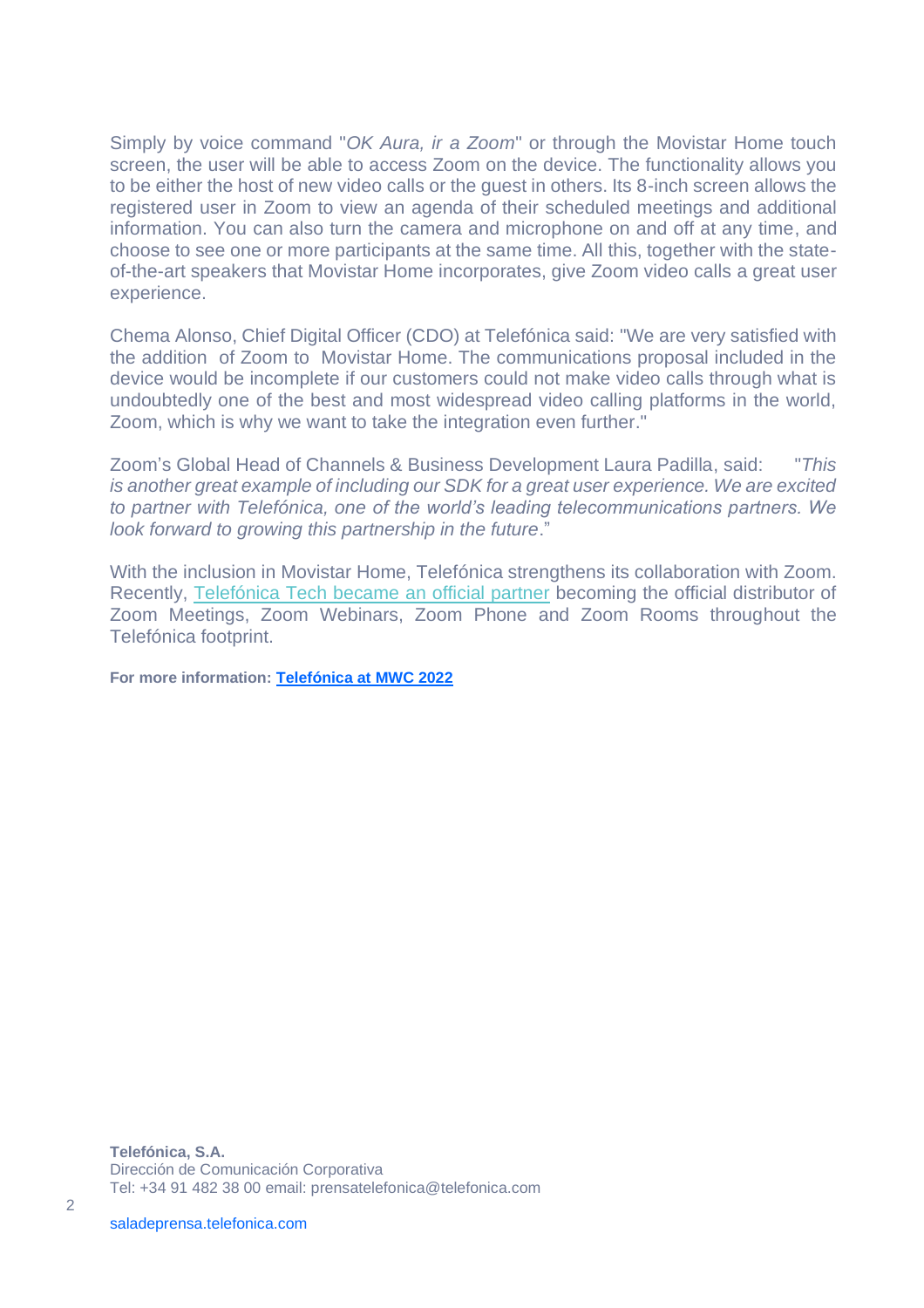Simply by voice command "*OK Aura, ir a Zoom*" or through the Movistar Home touch screen, the user will be able to access Zoom on the device. The functionality allows you to be either the host of new video calls or the guest in others. Its 8-inch screen allows the registered user in Zoom to view an agenda of their scheduled meetings and additional information. You can also turn the camera and microphone on and off at any time, and choose to see one or more participants at the same time. All this, together with the state-of-the-art speakers that Movistar Home incorporates, give Zoom video calls a great user experience.

Chema Alonso, Chief Digital Officer (CDO) at Telefónica said: "We are very satisfied with the addition of Zoom to Movistar Home. The communications proposal included in the device would be incomplete if our customers could not make video calls through what is undoubtedly one of the best and most widespread video calling platforms in the world, Zoom, which is why we want to take the integration even further."

Zoom's Global Head of Channels & Business Development Laura Padilla, said: "*This is another great example of including our SDK for a great user experience. We are excited to partner with Telefónica, one of the world's leading telecommunications partners. We look forward to growing this partnership in the future*."

With the inclusion in Movistar Home, Telefónica strengthens its collaboration with Zoom. Recently, Telefónica Tech became an official partner becoming the official distributor of Zoom Meetings, Zoom Webinars, Zoom Phone and Zoom Rooms throughout the Telefónica footprint.

**For more information: Telefónica at MWC 2022**

**Telefónica, S.A.**
Dirección de Comunicación Corporativa
Tel: +34 91 482 38 00 email: prensatelefonica@telefonica.com

saladeprensa.telefonica.com